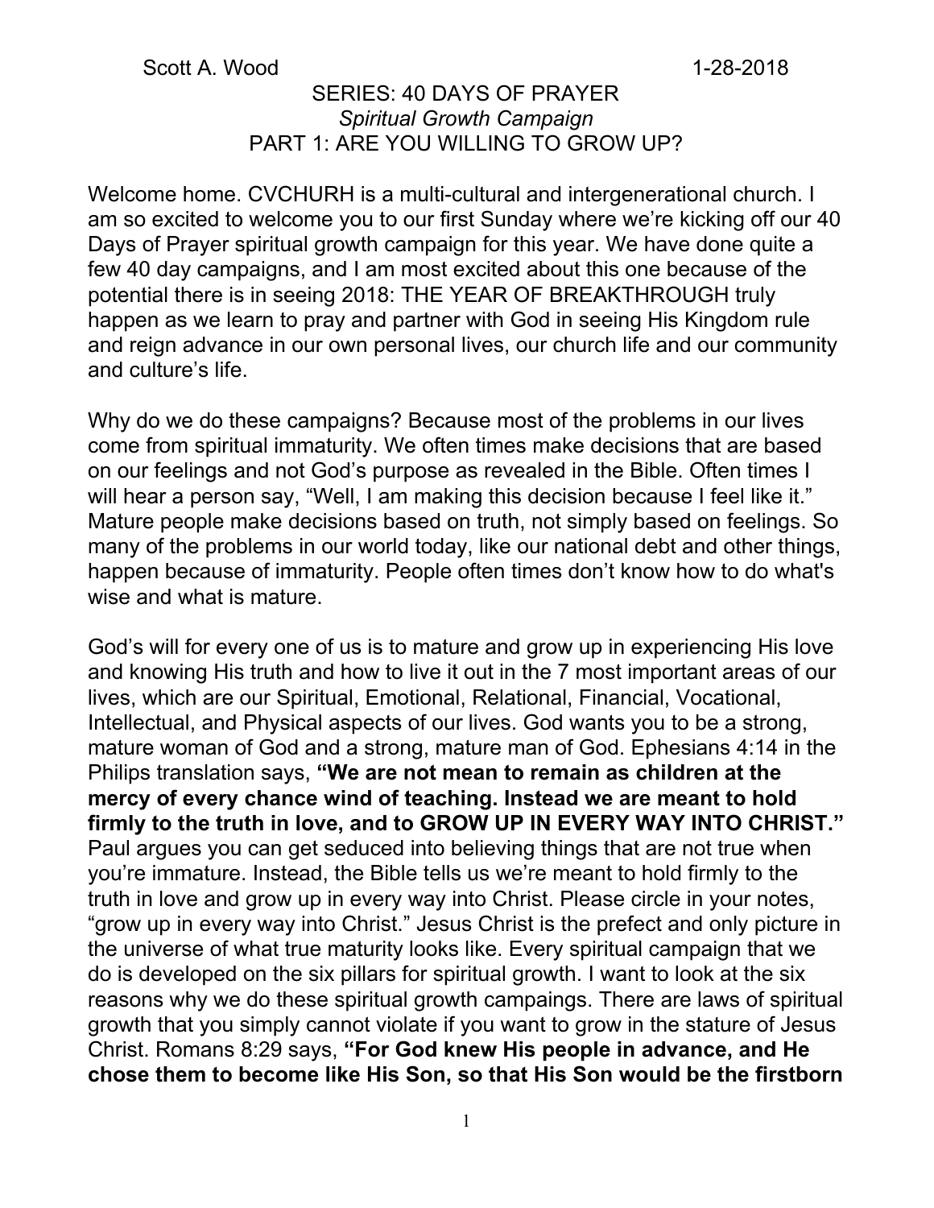Scott A. Wood 1-28-2018

SERIES: 40 DAYS OF PRAYER

*Spiritual Growth Campaign*

PART 1: ARE YOU WILLING TO GROW UP?

Welcome home. CVCHURH is a multi-cultural and intergenerational church. I am so excited to welcome you to our first Sunday where we're kicking off our 40 Days of Prayer spiritual growth campaign for this year. We have done quite a few 40 day campaigns, and I am most excited about this one because of the potential there is in seeing 2018: THE YEAR OF BREAKTHROUGH truly happen as we learn to pray and partner with God in seeing His Kingdom rule and reign advance in our own personal lives, our church life and our community and culture's life.

Why do we do these campaigns? Because most of the problems in our lives come from spiritual immaturity. We often times make decisions that are based on our feelings and not God's purpose as revealed in the Bible. Often times I will hear a person say, "Well, I am making this decision because I feel like it." Mature people make decisions based on truth, not simply based on feelings. So many of the problems in our world today, like our national debt and other things, happen because of immaturity. People often times don't know how to do what's wise and what is mature.

God's will for every one of us is to mature and grow up in experiencing His love and knowing His truth and how to live it out in the 7 most important areas of our lives, which are our Spiritual, Emotional, Relational, Financial, Vocational, Intellectual, and Physical aspects of our lives. God wants you to be a strong, mature woman of God and a strong, mature man of God. Ephesians 4:14 in the Philips translation says, **"We are not mean to remain as children at the mercy of every chance wind of teaching. Instead we are meant to hold firmly to the truth in love, and to GROW UP IN EVERY WAY INTO CHRIST."** Paul argues you can get seduced into believing things that are not true when you're immature. Instead, the Bible tells us we're meant to hold firmly to the truth in love and grow up in every way into Christ. Please circle in your notes, "grow up in every way into Christ." Jesus Christ is the prefect and only picture in the universe of what true maturity looks like. Every spiritual campaign that we do is developed on the six pillars for spiritual growth. I want to look at the six reasons why we do these spiritual growth campaings. There are laws of spiritual growth that you simply cannot violate if you want to grow in the stature of Jesus Christ. Romans 8:29 says, **"For God knew His people in advance, and He chose them to become like His Son, so that His Son would be the firstborn**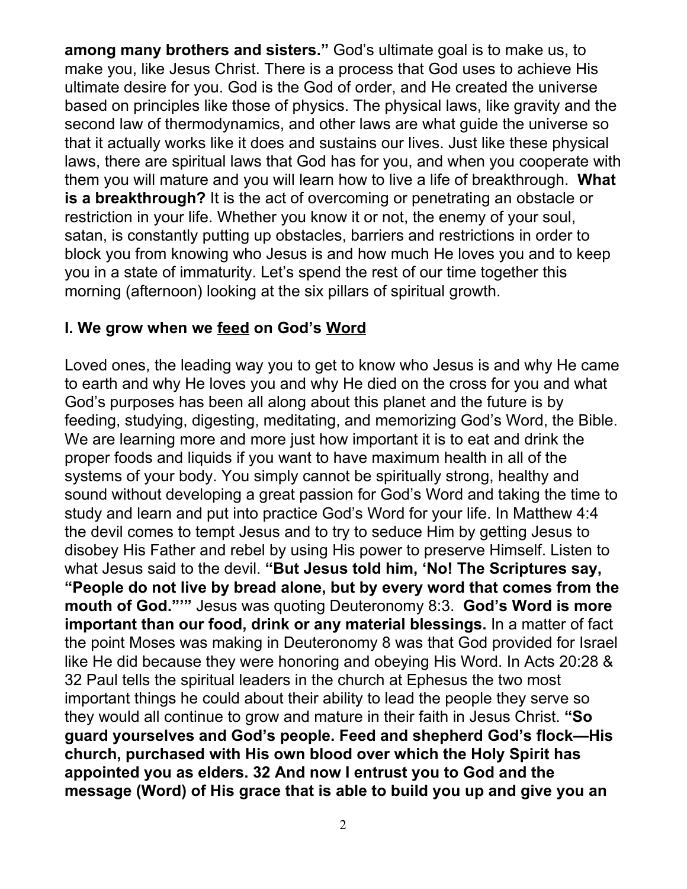**among many brothers and sisters."** God's ultimate goal is to make us, to make you, like Jesus Christ. There is a process that God uses to achieve His ultimate desire for you. God is the God of order, and He created the universe based on principles like those of physics. The physical laws, like gravity and the second law of thermodynamics, and other laws are what guide the universe so that it actually works like it does and sustains our lives. Just like these physical laws, there are spiritual laws that God has for you, and when you cooperate with them you will mature and you will learn how to live a life of breakthrough. **What is a breakthrough?** It is the act of overcoming or penetrating an obstacle or restriction in your life. Whether you know it or not, the enemy of your soul, satan, is constantly putting up obstacles, barriers and restrictions in order to block you from knowing who Jesus is and how much He loves you and to keep you in a state of immaturity. Let's spend the rest of our time together this morning (afternoon) looking at the six pillars of spiritual growth.

## I. We grow when we <u>feed</u> on God's <u>Word</u>

Loved ones, the leading way you to get to know who Jesus is and why He came to earth and why He loves you and why He died on the cross for you and what God's purposes has been all along about this planet and the future is by feeding, studying, digesting, meditating, and memorizing God's Word, the Bible. We are learning more and more just how important it is to eat and drink the proper foods and liquids if you want to have maximum health in all of the systems of your body. You simply cannot be spiritually strong, healthy and sound without developing a great passion for God's Word and taking the time to study and learn and put into practice God's Word for your life. In Matthew 4:4 the devil comes to tempt Jesus and to try to seduce Him by getting Jesus to disobey His Father and rebel by using His power to preserve Himself. Listen to what Jesus said to the devil. **"But Jesus told him, 'No! The Scriptures say, "People do not live by bread alone, but by every word that comes from the mouth of God."'"** Jesus was quoting Deuteronomy 8:3. **God's Word is more important than our food, drink or any material blessings.** In a matter of fact the point Moses was making in Deuteronomy 8 was that God provided for Israel like He did because they were honoring and obeying His Word. In Acts 20:28 & 32 Paul tells the spiritual leaders in the church at Ephesus the two most important things he could about their ability to lead the people they serve so they would all continue to grow and mature in their faith in Jesus Christ. **"So guard yourselves and God's people. Feed and shepherd God's flock—His church, purchased with His own blood over which the Holy Spirit has appointed you as elders. 32 And now I entrust you to God and the message (Word) of His grace that is able to build you up and give you an**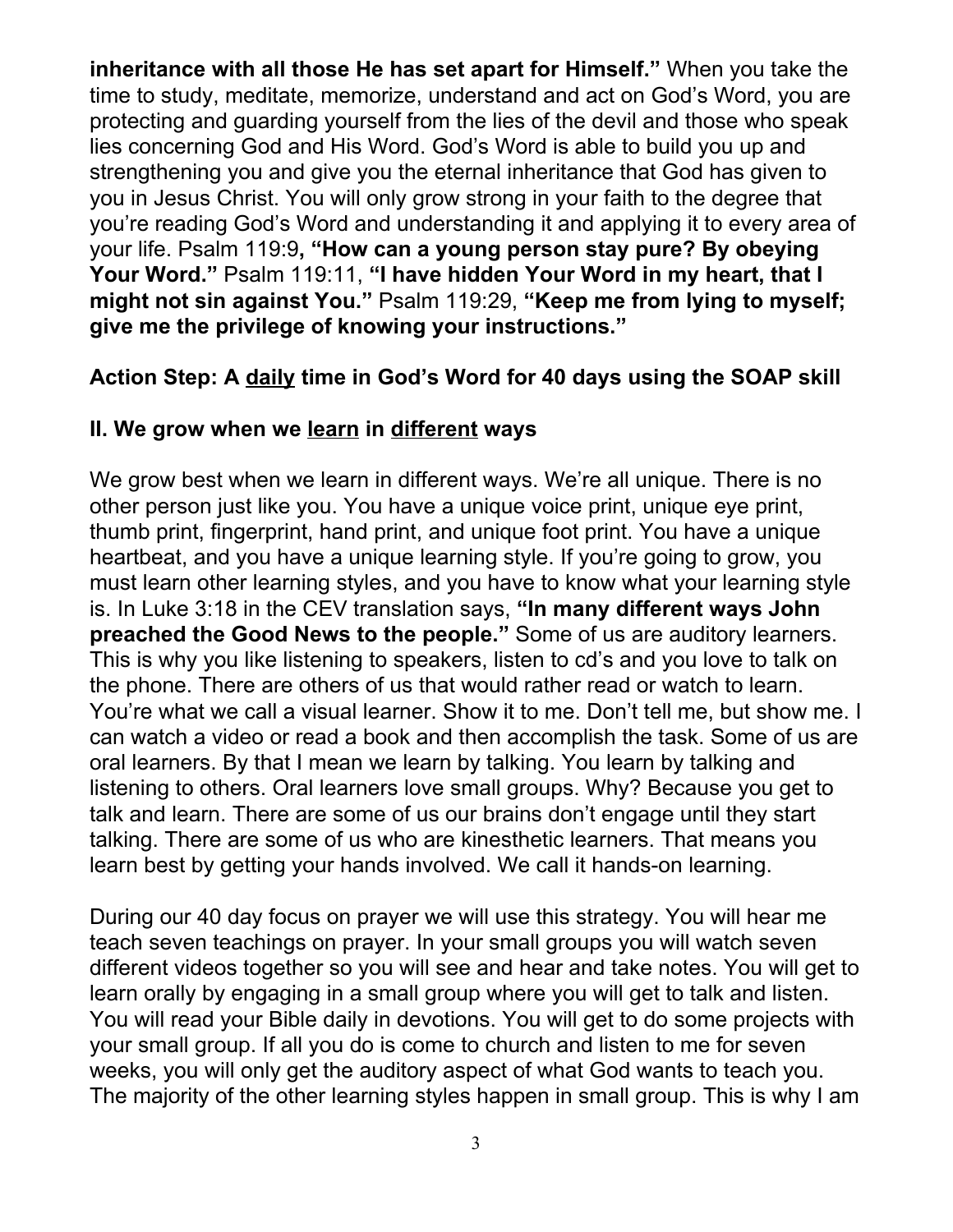**inheritance with all those He has set apart for Himself."** When you take the time to study, meditate, memorize, understand and act on God's Word, you are protecting and guarding yourself from the lies of the devil and those who speak lies concerning God and His Word. God's Word is able to build you up and strengthening you and give you the eternal inheritance that God has given to you in Jesus Christ. You will only grow strong in your faith to the degree that you're reading God's Word and understanding it and applying it to every area of your life. Psalm 119:9**, "How can a young person stay pure? By obeying Your Word."** Psalm 119:11, **"I have hidden Your Word in my heart, that I might not sin against You."** Psalm 119:29, **"Keep me from lying to myself; give me the privilege of knowing your instructions."**

**Action Step: A <u>daily</u> time in God's Word for 40 days using the SOAP skill**

**II. We grow when we <u>learn</u> in <u>different</u> ways**

We grow best when we learn in different ways. We're all unique. There is no other person just like you. You have a unique voice print, unique eye print, thumb print, fingerprint, hand print, and unique foot print. You have a unique heartbeat, and you have a unique learning style. If you're going to grow, you must learn other learning styles, and you have to know what your learning style is. In Luke 3:18 in the CEV translation says, **"In many different ways John preached the Good News to the people."** Some of us are auditory learners. This is why you like listening to speakers, listen to cd's and you love to talk on the phone. There are others of us that would rather read or watch to learn. You're what we call a visual learner. Show it to me. Don't tell me, but show me. I can watch a video or read a book and then accomplish the task. Some of us are oral learners. By that I mean we learn by talking. You learn by talking and listening to others. Oral learners love small groups. Why? Because you get to talk and learn. There are some of us our brains don't engage until they start talking. There are some of us who are kinesthetic learners. That means you learn best by getting your hands involved. We call it hands-on learning.

During our 40 day focus on prayer we will use this strategy. You will hear me teach seven teachings on prayer. In your small groups you will watch seven different videos together so you will see and hear and take notes. You will get to learn orally by engaging in a small group where you will get to talk and listen. You will read your Bible daily in devotions. You will get to do some projects with your small group. If all you do is come to church and listen to me for seven weeks, you will only get the auditory aspect of what God wants to teach you. The majority of the other learning styles happen in small group. This is why I am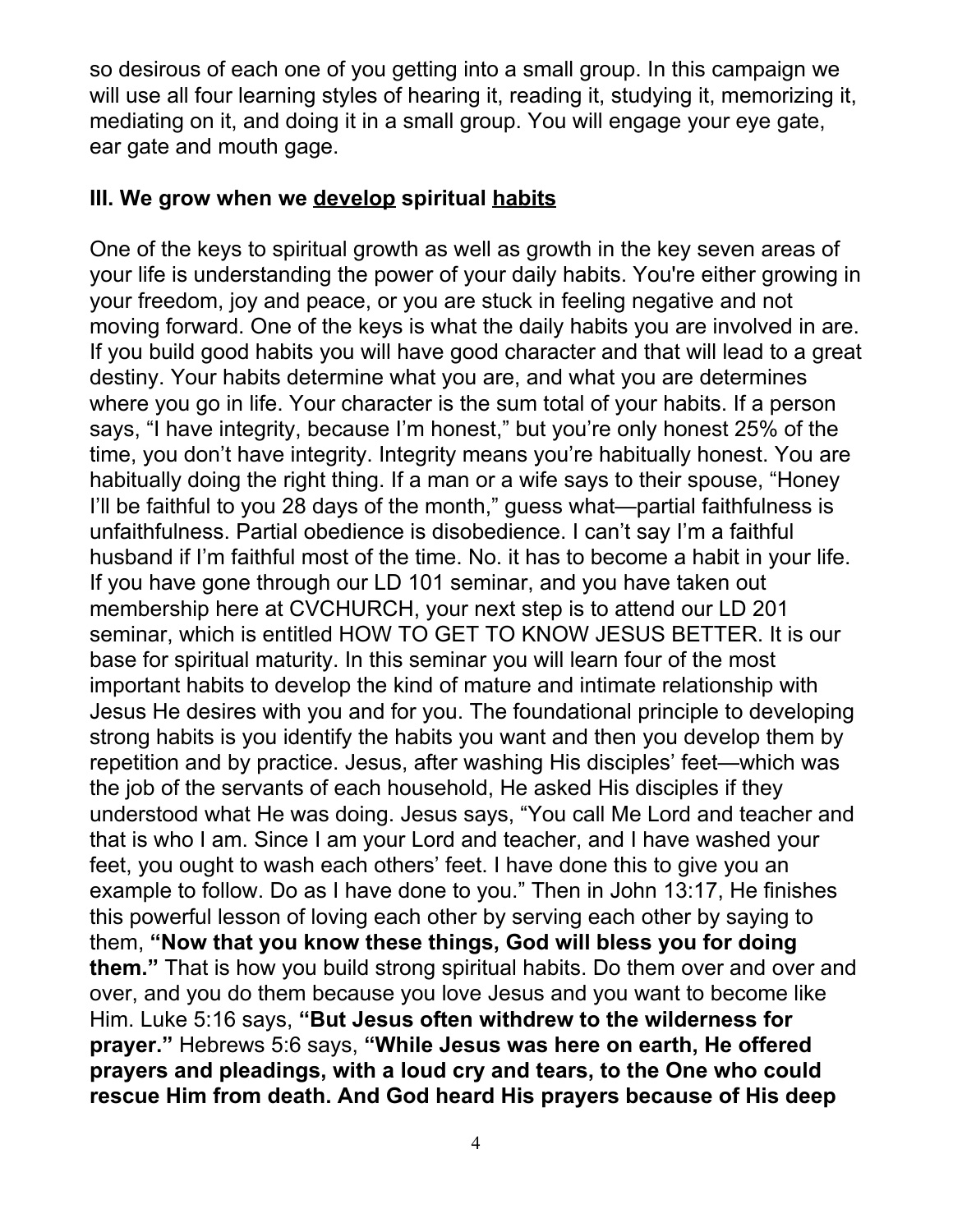so desirous of each one of you getting into a small group. In this campaign we will use all four learning styles of hearing it, reading it, studying it, memorizing it, mediating on it, and doing it in a small group. You will engage your eye gate, ear gate and mouth gage.

### III. We grow when we <u>develop</u> spiritual <u>habits</u>

One of the keys to spiritual growth as well as growth in the key seven areas of your life is understanding the power of your daily habits. You're either growing in your freedom, joy and peace, or you are stuck in feeling negative and not moving forward. One of the keys is what the daily habits you are involved in are. If you build good habits you will have good character and that will lead to a great destiny. Your habits determine what you are, and what you are determines where you go in life. Your character is the sum total of your habits. If a person says, “I have integrity, because I’m honest,” but you’re only honest 25% of the time, you don’t have integrity. Integrity means you’re habitually honest. You are habitually doing the right thing. If a man or a wife says to their spouse, “Honey I’ll be faithful to you 28 days of the month,” guess what—partial faithfulness is unfaithfulness. Partial obedience is disobedience. I can’t say I’m a faithful husband if I’m faithful most of the time. No. it has to become a habit in your life. If you have gone through our LD 101 seminar, and you have taken out membership here at CVCHURCH, your next step is to attend our LD 201 seminar, which is entitled HOW TO GET TO KNOW JESUS BETTER. It is our base for spiritual maturity. In this seminar you will learn four of the most important habits to develop the kind of mature and intimate relationship with Jesus He desires with you and for you. The foundational principle to developing strong habits is you identify the habits you want and then you develop them by repetition and by practice. Jesus, after washing His disciples’ feet—which was the job of the servants of each household, He asked His disciples if they understood what He was doing. Jesus says, “You call Me Lord and teacher and that is who I am. Since I am your Lord and teacher, and I have washed your feet, you ought to wash each others’ feet. I have done this to give you an example to follow. Do as I have done to you.” Then in John 13:17, He finishes this powerful lesson of loving each other by serving each other by saying to them, **“Now that you know these things, God will bless you for doing them.”** That is how you build strong spiritual habits. Do them over and over and over, and you do them because you love Jesus and you want to become like Him. Luke 5:16 says, **“But Jesus often withdrew to the wilderness for prayer.”** Hebrews 5:6 says, **“While Jesus was here on earth, He offered prayers and pleadings, with a loud cry and tears, to the One who could rescue Him from death. And God heard His prayers because of His deep**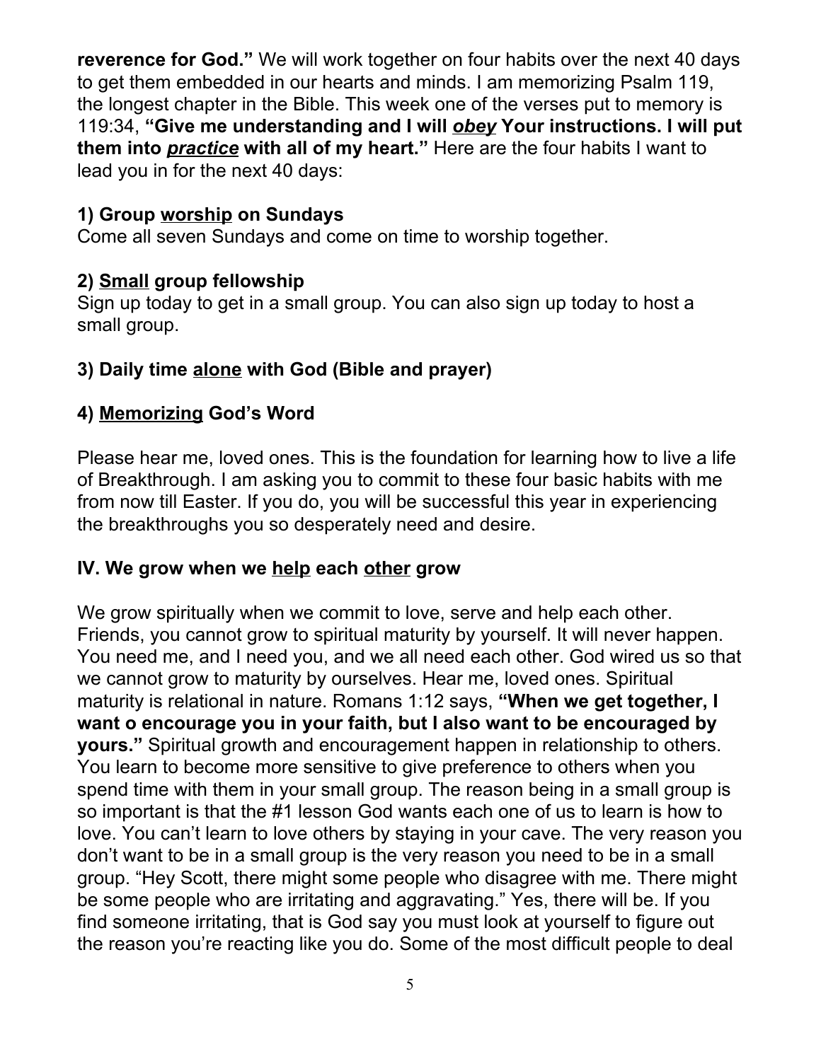**reverence for God."** We will work together on four habits over the next 40 days to get them embedded in our hearts and minds. I am memorizing Psalm 119, the longest chapter in the Bible. This week one of the verses put to memory is 119:34, **"Give me understanding and I will _obey_ Your instructions. I will put them into _practice_ with all of my heart."** Here are the four habits I want to lead you in for the next 40 days:

**1) Group <u>worship</u> on Sundays**
Come all seven Sundays and come on time to worship together.

**2) <u>Small</u> group fellowship**
Sign up today to get in a small group. You can also sign up today to host a small group.

**3) Daily time <u>alone</u> with God (Bible and prayer)**

**4) <u>Memorizing</u> God's Word**

Please hear me, loved ones. This is the foundation for learning how to live a life of Breakthrough. I am asking you to commit to these four basic habits with me from now till Easter. If you do, you will be successful this year in experiencing the breakthroughs you so desperately need and desire.

**IV. We grow when we <u>help</u> each <u>other</u> grow**

We grow spiritually when we commit to love, serve and help each other. Friends, you cannot grow to spiritual maturity by yourself. It will never happen. You need me, and I need you, and we all need each other. God wired us so that we cannot grow to maturity by ourselves. Hear me, loved ones. Spiritual maturity is relational in nature. Romans 1:12 says, **"When we get together, I want o encourage you in your faith, but I also want to be encouraged by yours."** Spiritual growth and encouragement happen in relationship to others. You learn to become more sensitive to give preference to others when you spend time with them in your small group. The reason being in a small group is so important is that the #1 lesson God wants each one of us to learn is how to love. You can't learn to love others by staying in your cave. The very reason you don't want to be in a small group is the very reason you need to be in a small group. "Hey Scott, there might some people who disagree with me. There might be some people who are irritating and aggravating." Yes, there will be. If you find someone irritating, that is God say you must look at yourself to figure out the reason you're reacting like you do. Some of the most difficult people to deal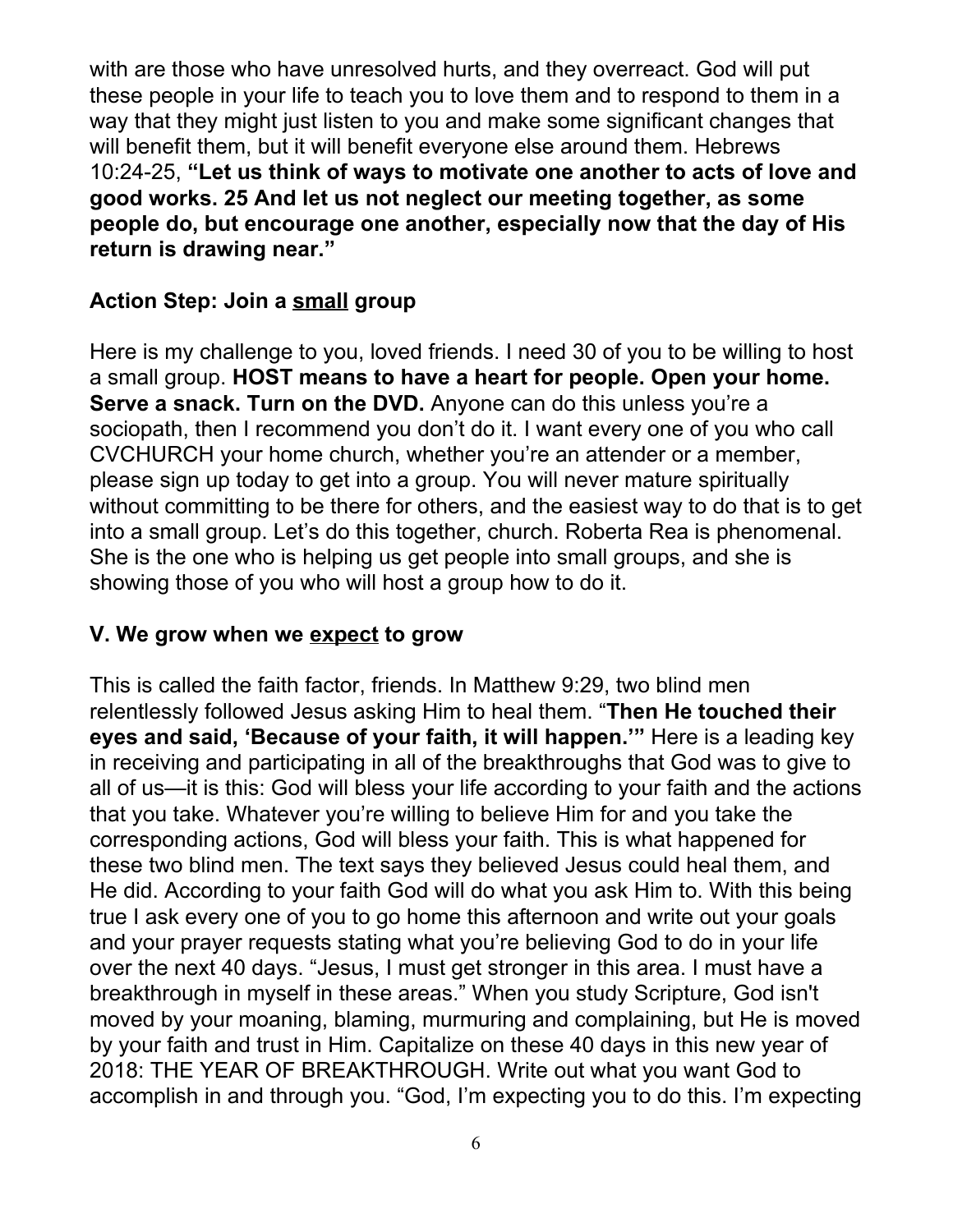with are those who have unresolved hurts, and they overreact. God will put these people in your life to teach you to love them and to respond to them in a way that they might just listen to you and make some significant changes that will benefit them, but it will benefit everyone else around them. Hebrews 10:24-25, **"Let us think of ways to motivate one another to acts of love and good works. 25 And let us not neglect our meeting together, as some people do, but encourage one another, especially now that the day of His return is drawing near."**

### Action Step: Join a <u>small</u> group

Here is my challenge to you, loved friends. I need 30 of you to be willing to host a small group. **HOST means to have a heart for people. Open your home. Serve a snack. Turn on the DVD.** Anyone can do this unless you're a sociopath, then I recommend you don't do it. I want every one of you who call CVCHURCH your home church, whether you're an attender or a member, please sign up today to get into a group. You will never mature spiritually without committing to be there for others, and the easiest way to do that is to get into a small group. Let's do this together, church. Roberta Rea is phenomenal. She is the one who is helping us get people into small groups, and she is showing those of you who will host a group how to do it.

## V. We grow when we <u>expect</u> to grow

This is called the faith factor, friends. In Matthew 9:29, two blind men relentlessly followed Jesus asking Him to heal them. "**Then He touched their eyes and said, 'Because of your faith, it will happen.'"** Here is a leading key in receiving and participating in all of the breakthroughs that God was to give to all of us—it is this: God will bless your life according to your faith and the actions that you take. Whatever you're willing to believe Him for and you take the corresponding actions, God will bless your faith. This is what happened for these two blind men. The text says they believed Jesus could heal them, and He did. According to your faith God will do what you ask Him to. With this being true I ask every one of you to go home this afternoon and write out your goals and your prayer requests stating what you're believing God to do in your life over the next 40 days. "Jesus, I must get stronger in this area. I must have a breakthrough in myself in these areas." When you study Scripture, God isn't moved by your moaning, blaming, murmuring and complaining, but He is moved by your faith and trust in Him. Capitalize on these 40 days in this new year of 2018: THE YEAR OF BREAKTHROUGH. Write out what you want God to accomplish in and through you. "God, I'm expecting you to do this. I'm expecting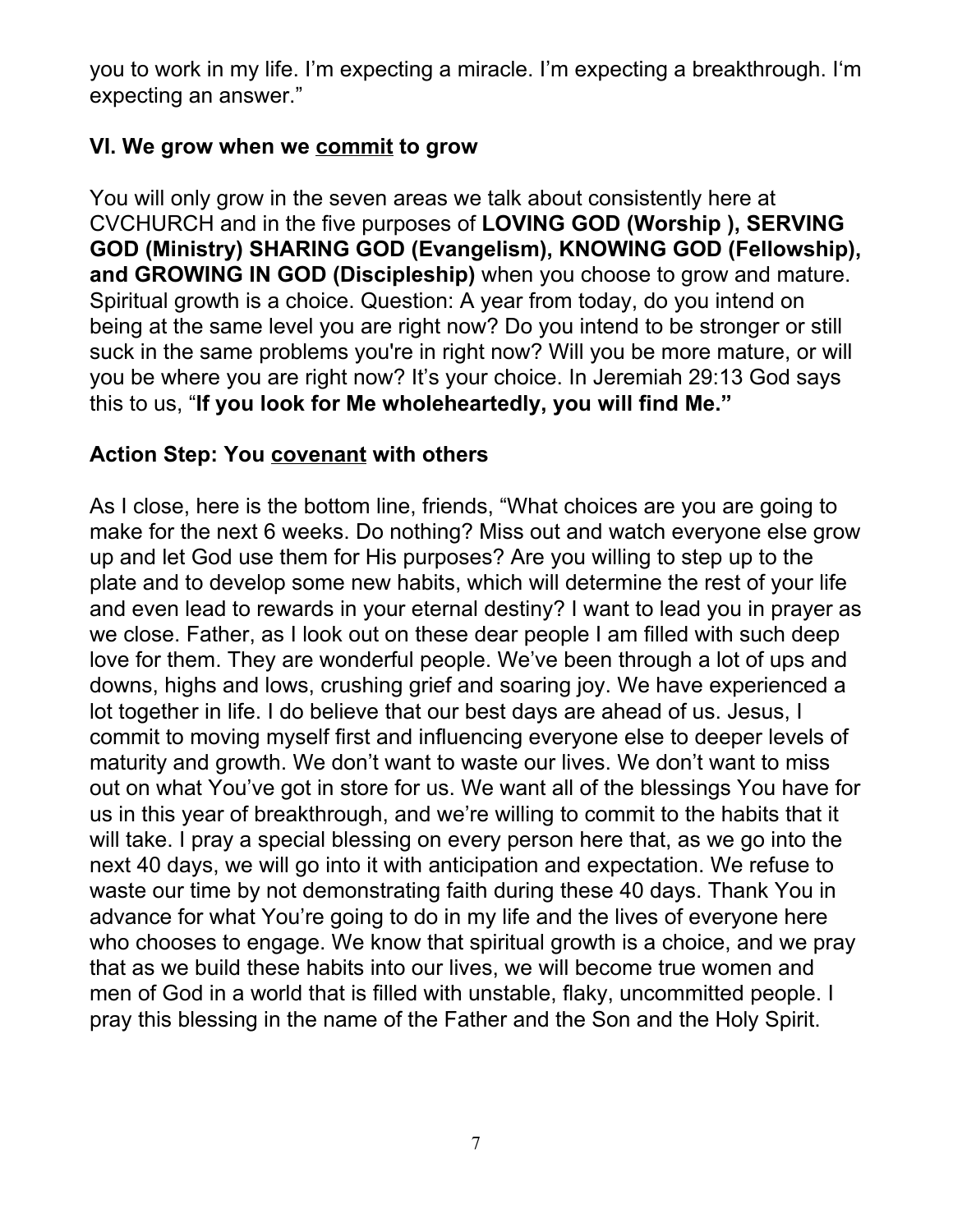you to work in my life. I'm expecting a miracle. I'm expecting a breakthrough. I'm expecting an answer."

### VI. We grow when we <u>commit</u> to grow

You will only grow in the seven areas we talk about consistently here at CVCHURCH and in the five purposes of **LOVING GOD (Worship ), SERVING GOD (Ministry) SHARING GOD (Evangelism), KNOWING GOD (Fellowship), and GROWING IN GOD (Discipleship)** when you choose to grow and mature. Spiritual growth is a choice. Question: A year from today, do you intend on being at the same level you are right now? Do you intend to be stronger or still suck in the same problems you're in right now? Will you be more mature, or will you be where you are right now? It's your choice. In Jeremiah 29:13 God says this to us, "**If you look for Me wholeheartedly, you will find Me.**"

### Action Step: You <u>covenant</u> with others

As I close, here is the bottom line, friends, "What choices are you are going to make for the next 6 weeks. Do nothing? Miss out and watch everyone else grow up and let God use them for His purposes? Are you willing to step up to the plate and to develop some new habits, which will determine the rest of your life and even lead to rewards in your eternal destiny? I want to lead you in prayer as we close. Father, as I look out on these dear people I am filled with such deep love for them. They are wonderful people. We've been through a lot of ups and downs, highs and lows, crushing grief and soaring joy. We have experienced a lot together in life. I do believe that our best days are ahead of us. Jesus, I commit to moving myself first and influencing everyone else to deeper levels of maturity and growth. We don't want to waste our lives. We don't want to miss out on what You've got in store for us. We want all of the blessings You have for us in this year of breakthrough, and we're willing to commit to the habits that it will take. I pray a special blessing on every person here that, as we go into the next 40 days, we will go into it with anticipation and expectation. We refuse to waste our time by not demonstrating faith during these 40 days. Thank You in advance for what You're going to do in my life and the lives of everyone here who chooses to engage. We know that spiritual growth is a choice, and we pray that as we build these habits into our lives, we will become true women and men of God in a world that is filled with unstable, flaky, uncommitted people. I pray this blessing in the name of the Father and the Son and the Holy Spirit.